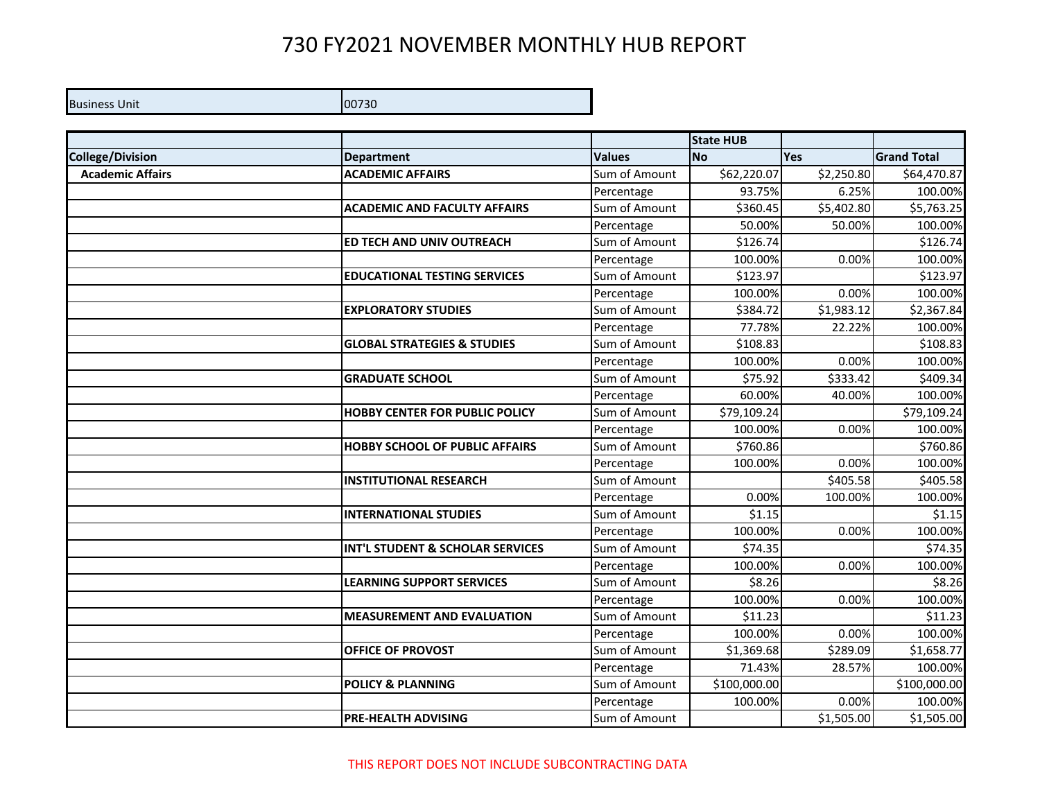# 730 FY2021 NOVEMBER MONTHLY HUB REPORT

| Business Unit | 00730 |
|---|---|

| College/Division | Department | Values | State HUB No | Yes | Grand Total |
|---|---|---|---|---|---|
| Academic Affairs | ACADEMIC AFFAIRS | Sum of Amount | $62,220.07 | $2,250.80 | $64,470.87 |
| | | Percentage | 93.75% | 6.25% | 100.00% |
| | ACADEMIC AND FACULTY AFFAIRS | Sum of Amount | $360.45 | $5,402.80 | $5,763.25 |
| | | Percentage | 50.00% | 50.00% | 100.00% |
| | ED TECH AND UNIV OUTREACH | Sum of Amount | $126.74 | | $126.74 |
| | | Percentage | 100.00% | 0.00% | 100.00% |
| | EDUCATIONAL TESTING SERVICES | Sum of Amount | $123.97 | | $123.97 |
| | | Percentage | 100.00% | 0.00% | 100.00% |
| | EXPLORATORY STUDIES | Sum of Amount | $384.72 | $1,983.12 | $2,367.84 |
| | | Percentage | 77.78% | 22.22% | 100.00% |
| | GLOBAL STRATEGIES & STUDIES | Sum of Amount | $108.83 | | $108.83 |
| | | Percentage | 100.00% | 0.00% | 100.00% |
| | GRADUATE SCHOOL | Sum of Amount | $75.92 | $333.42 | $409.34 |
| | | Percentage | 60.00% | 40.00% | 100.00% |
| | HOBBY CENTER FOR PUBLIC POLICY | Sum of Amount | $79,109.24 | | $79,109.24 |
| | | Percentage | 100.00% | 0.00% | 100.00% |
| | HOBBY SCHOOL OF PUBLIC AFFAIRS | Sum of Amount | $760.86 | | $760.86 |
| | | Percentage | 100.00% | 0.00% | 100.00% |
| | INSTITUTIONAL RESEARCH | Sum of Amount | | $405.58 | $405.58 |
| | | Percentage | 0.00% | 100.00% | 100.00% |
| | INTERNATIONAL STUDIES | Sum of Amount | $1.15 | | $1.15 |
| | | Percentage | 100.00% | 0.00% | 100.00% |
| | INT'L STUDENT & SCHOLAR SERVICES | Sum of Amount | $74.35 | | $74.35 |
| | | Percentage | 100.00% | 0.00% | 100.00% |
| | LEARNING SUPPORT SERVICES | Sum of Amount | $8.26 | | $8.26 |
| | | Percentage | 100.00% | 0.00% | 100.00% |
| | MEASUREMENT AND EVALUATION | Sum of Amount | $11.23 | | $11.23 |
| | | Percentage | 100.00% | 0.00% | 100.00% |
| | OFFICE OF PROVOST | Sum of Amount | $1,369.68 | $289.09 | $1,658.77 |
| | | Percentage | 71.43% | 28.57% | 100.00% |
| | POLICY & PLANNING | Sum of Amount | $100,000.00 | | $100,000.00 |
| | | Percentage | 100.00% | 0.00% | 100.00% |
| | PRE-HEALTH ADVISING | Sum of Amount | | $1,505.00 | $1,505.00 |

THIS REPORT DOES NOT INCLUDE SUBCONTRACTING DATA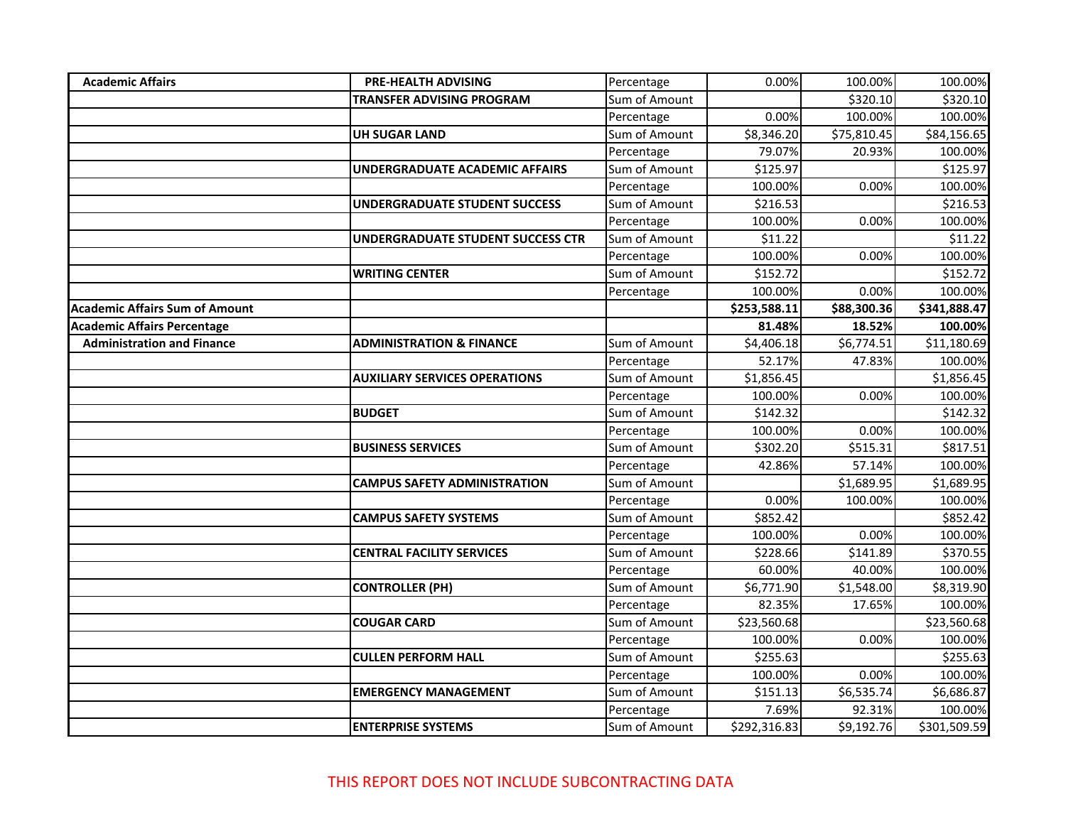| | | | | | |
|---|---|---|---|---|---|
| **Academic Affairs** | **PRE-HEALTH ADVISING** | Percentage | 0.00% | 100.00% | 100.00% |
| | **TRANSFER ADVISING PROGRAM** | Sum of Amount | | $320.10 | $320.10 |
| | | Percentage | 0.00% | 100.00% | 100.00% |
| | **UH SUGAR LAND** | Sum of Amount | $8,346.20 | $75,810.45 | $84,156.65 |
| | | Percentage | 79.07% | 20.93% | 100.00% |
| | **UNDERGRADUATE ACADEMIC AFFAIRS** | Sum of Amount | $125.97 | | $125.97 |
| | | Percentage | 100.00% | 0.00% | 100.00% |
| | **UNDERGRADUATE STUDENT SUCCESS** | Sum of Amount | $216.53 | | $216.53 |
| | | Percentage | 100.00% | 0.00% | 100.00% |
| | **UNDERGRADUATE STUDENT SUCCESS CTR** | Sum of Amount | $11.22 | | $11.22 |
| | | Percentage | 100.00% | 0.00% | 100.00% |
| | **WRITING CENTER** | Sum of Amount | $152.72 | | $152.72 |
| | | Percentage | 100.00% | 0.00% | 100.00% |
| **Academic Affairs Sum of Amount** | | | **$253,588.11** | **$88,300.36** | **$341,888.47** |
| **Academic Affairs Percentage** | | | **81.48%** | **18.52%** | **100.00%** |
| **Administration and Finance** | **ADMINISTRATION & FINANCE** | Sum of Amount | $4,406.18 | $6,774.51 | $11,180.69 |
| | | Percentage | 52.17% | 47.83% | 100.00% |
| | **AUXILIARY SERVICES OPERATIONS** | Sum of Amount | $1,856.45 | | $1,856.45 |
| | | Percentage | 100.00% | 0.00% | 100.00% |
| | **BUDGET** | Sum of Amount | $142.32 | | $142.32 |
| | | Percentage | 100.00% | 0.00% | 100.00% |
| | **BUSINESS SERVICES** | Sum of Amount | $302.20 | $515.31 | $817.51 |
| | | Percentage | 42.86% | 57.14% | 100.00% |
| | **CAMPUS SAFETY ADMINISTRATION** | Sum of Amount | | $1,689.95 | $1,689.95 |
| | | Percentage | 0.00% | 100.00% | 100.00% |
| | **CAMPUS SAFETY SYSTEMS** | Sum of Amount | $852.42 | | $852.42 |
| | | Percentage | 100.00% | 0.00% | 100.00% |
| | **CENTRAL FACILITY SERVICES** | Sum of Amount | $228.66 | $141.89 | $370.55 |
| | | Percentage | 60.00% | 40.00% | 100.00% |
| | **CONTROLLER (PH)** | Sum of Amount | $6,771.90 | $1,548.00 | $8,319.90 |
| | | Percentage | 82.35% | 17.65% | 100.00% |
| | **COUGAR CARD** | Sum of Amount | $23,560.68 | | $23,560.68 |
| | | Percentage | 100.00% | 0.00% | 100.00% |
| | **CULLEN PERFORM HALL** | Sum of Amount | $255.63 | | $255.63 |
| | | Percentage | 100.00% | 0.00% | 100.00% |
| | **EMERGENCY MANAGEMENT** | Sum of Amount | $151.13 | $6,535.74 | $6,686.87 |
| | | Percentage | 7.69% | 92.31% | 100.00% |
| | **ENTERPRISE SYSTEMS** | Sum of Amount | $292,316.83 | $9,192.76 | $301,509.59 |

THIS REPORT DOES NOT INCLUDE SUBCONTRACTING DATA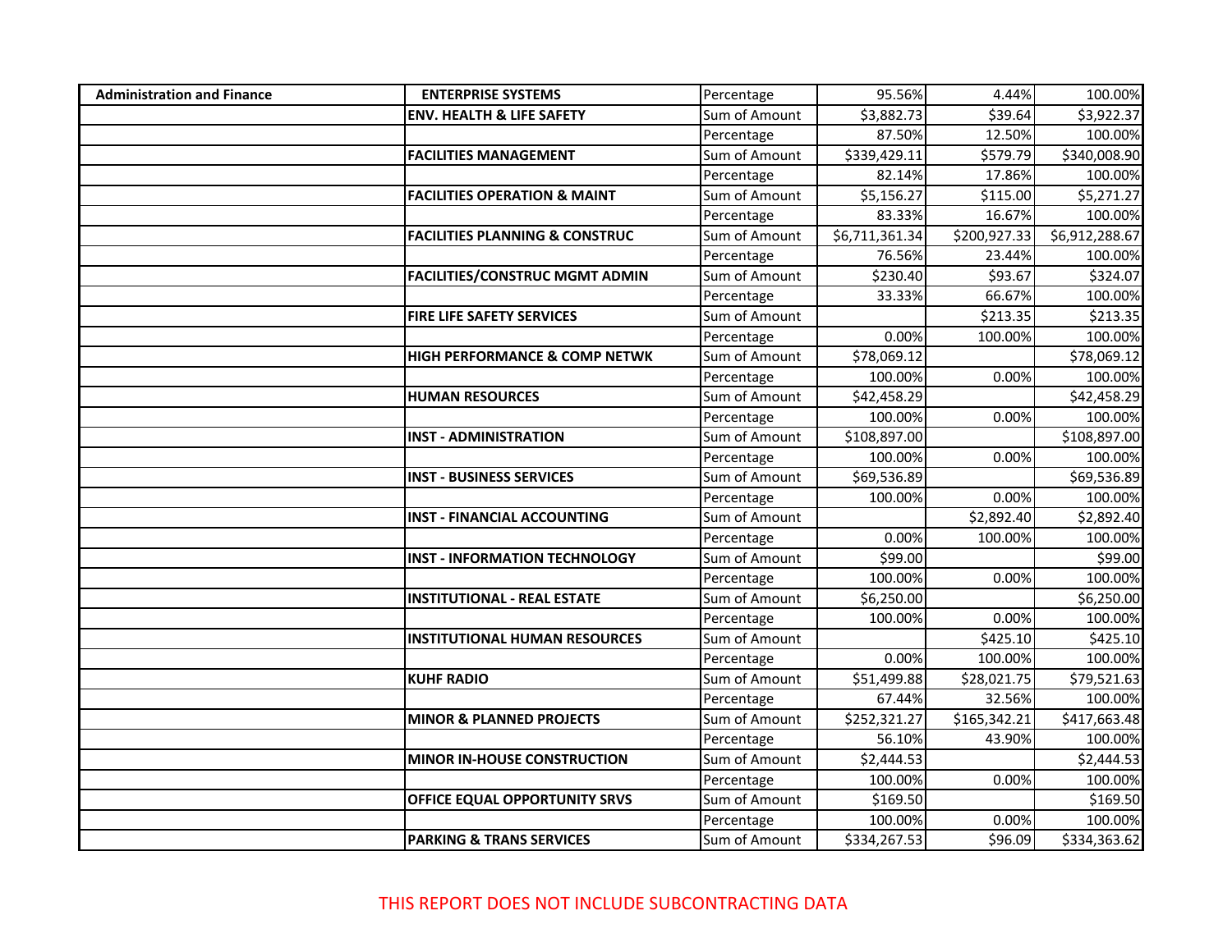| Administration and Finance | ENTERPRISE SYSTEMS | Percentage | 95.56% | 4.44% | 100.00% |
|---|---|---|---|---|---|
| | ENV. HEALTH & LIFE SAFETY | Sum of Amount | $3,882.73 | $39.64 | $3,922.37 |
| | | Percentage | 87.50% | 12.50% | 100.00% |
| | FACILITIES MANAGEMENT | Sum of Amount | $339,429.11 | $579.79 | $340,008.90 |
| | | Percentage | 82.14% | 17.86% | 100.00% |
| | FACILITIES OPERATION & MAINT | Sum of Amount | $5,156.27 | $115.00 | $5,271.27 |
| | | Percentage | 83.33% | 16.67% | 100.00% |
| | FACILITIES PLANNING & CONSTRUC | Sum of Amount | $6,711,361.34 | $200,927.33 | $6,912,288.67 |
| | | Percentage | 76.56% | 23.44% | 100.00% |
| | FACILITIES/CONSTRUC MGMT ADMIN | Sum of Amount | $230.40 | $93.67 | $324.07 |
| | | Percentage | 33.33% | 66.67% | 100.00% |
| | FIRE LIFE SAFETY SERVICES | Sum of Amount | | $213.35 | $213.35 |
| | | Percentage | 0.00% | 100.00% | 100.00% |
| | HIGH PERFORMANCE & COMP NETWK | Sum of Amount | $78,069.12 | | $78,069.12 |
| | | Percentage | 100.00% | 0.00% | 100.00% |
| | HUMAN RESOURCES | Sum of Amount | $42,458.29 | | $42,458.29 |
| | | Percentage | 100.00% | 0.00% | 100.00% |
| | INST - ADMINISTRATION | Sum of Amount | $108,897.00 | | $108,897.00 |
| | | Percentage | 100.00% | 0.00% | 100.00% |
| | INST - BUSINESS SERVICES | Sum of Amount | $69,536.89 | | $69,536.89 |
| | | Percentage | 100.00% | 0.00% | 100.00% |
| | INST - FINANCIAL ACCOUNTING | Sum of Amount | | $2,892.40 | $2,892.40 |
| | | Percentage | 0.00% | 100.00% | 100.00% |
| | INST - INFORMATION TECHNOLOGY | Sum of Amount | $99.00 | | $99.00 |
| | | Percentage | 100.00% | 0.00% | 100.00% |
| | INSTITUTIONAL - REAL ESTATE | Sum of Amount | $6,250.00 | | $6,250.00 |
| | | Percentage | 100.00% | 0.00% | 100.00% |
| | INSTITUTIONAL HUMAN RESOURCES | Sum of Amount | | $425.10 | $425.10 |
| | | Percentage | 0.00% | 100.00% | 100.00% |
| | KUHF RADIO | Sum of Amount | $51,499.88 | $28,021.75 | $79,521.63 |
| | | Percentage | 67.44% | 32.56% | 100.00% |
| | MINOR & PLANNED PROJECTS | Sum of Amount | $252,321.27 | $165,342.21 | $417,663.48 |
| | | Percentage | 56.10% | 43.90% | 100.00% |
| | MINOR IN-HOUSE CONSTRUCTION | Sum of Amount | $2,444.53 | | $2,444.53 |
| | | Percentage | 100.00% | 0.00% | 100.00% |
| | OFFICE EQUAL OPPORTUNITY SRVS | Sum of Amount | $169.50 | | $169.50 |
| | | Percentage | 100.00% | 0.00% | 100.00% |
| | PARKING & TRANS SERVICES | Sum of Amount | $334,267.53 | $96.09 | $334,363.62 |

THIS REPORT DOES NOT INCLUDE SUBCONTRACTING DATA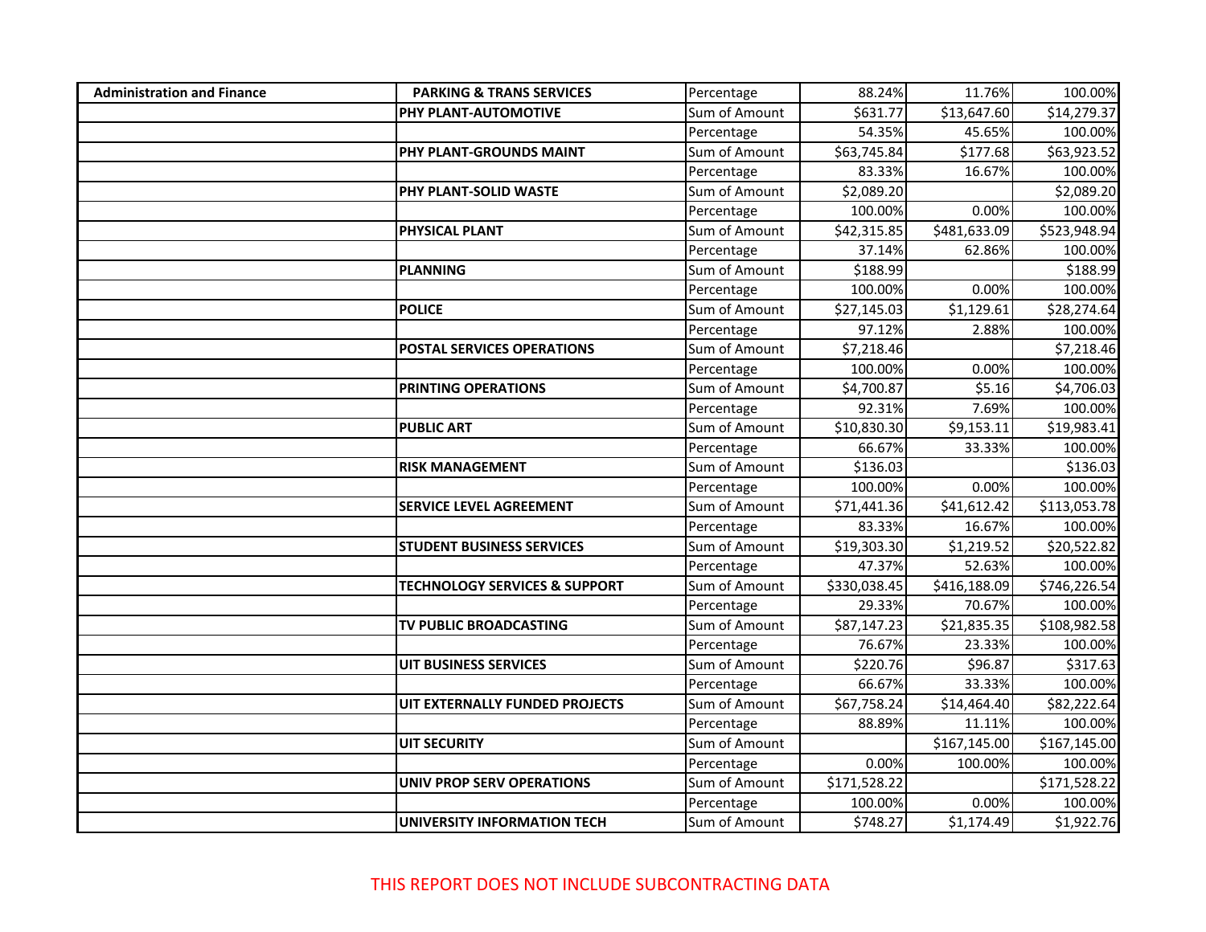| Administration and Finance | PARKING & TRANS SERVICES | Percentage | 88.24% | 11.76% | 100.00% |
|---|---|---|---|---|---|
| | PHY PLANT-AUTOMOTIVE | Sum of Amount | $631.77 | $13,647.60 | $14,279.37 |
| | | Percentage | 54.35% | 45.65% | 100.00% |
| | PHY PLANT-GROUNDS MAINT | Sum of Amount | $63,745.84 | $177.68 | $63,923.52 |
| | | Percentage | 83.33% | 16.67% | 100.00% |
| | PHY PLANT-SOLID WASTE | Sum of Amount | $2,089.20 | | $2,089.20 |
| | | Percentage | 100.00% | 0.00% | 100.00% |
| | PHYSICAL PLANT | Sum of Amount | $42,315.85 | $481,633.09 | $523,948.94 |
| | | Percentage | 37.14% | 62.86% | 100.00% |
| | PLANNING | Sum of Amount | $188.99 | | $188.99 |
| | | Percentage | 100.00% | 0.00% | 100.00% |
| | POLICE | Sum of Amount | $27,145.03 | $1,129.61 | $28,274.64 |
| | | Percentage | 97.12% | 2.88% | 100.00% |
| | POSTAL SERVICES OPERATIONS | Sum of Amount | $7,218.46 | | $7,218.46 |
| | | Percentage | 100.00% | 0.00% | 100.00% |
| | PRINTING OPERATIONS | Sum of Amount | $4,700.87 | $5.16 | $4,706.03 |
| | | Percentage | 92.31% | 7.69% | 100.00% |
| | PUBLIC ART | Sum of Amount | $10,830.30 | $9,153.11 | $19,983.41 |
| | | Percentage | 66.67% | 33.33% | 100.00% |
| | RISK MANAGEMENT | Sum of Amount | $136.03 | | $136.03 |
| | | Percentage | 100.00% | 0.00% | 100.00% |
| | SERVICE LEVEL AGREEMENT | Sum of Amount | $71,441.36 | $41,612.42 | $113,053.78 |
| | | Percentage | 83.33% | 16.67% | 100.00% |
| | STUDENT BUSINESS SERVICES | Sum of Amount | $19,303.30 | $1,219.52 | $20,522.82 |
| | | Percentage | 47.37% | 52.63% | 100.00% |
| | TECHNOLOGY SERVICES & SUPPORT | Sum of Amount | $330,038.45 | $416,188.09 | $746,226.54 |
| | | Percentage | 29.33% | 70.67% | 100.00% |
| | TV PUBLIC BROADCASTING | Sum of Amount | $87,147.23 | $21,835.35 | $108,982.58 |
| | | Percentage | 76.67% | 23.33% | 100.00% |
| | UIT BUSINESS SERVICES | Sum of Amount | $220.76 | $96.87 | $317.63 |
| | | Percentage | 66.67% | 33.33% | 100.00% |
| | UIT EXTERNALLY FUNDED PROJECTS | Sum of Amount | $67,758.24 | $14,464.40 | $82,222.64 |
| | | Percentage | 88.89% | 11.11% | 100.00% |
| | UIT SECURITY | Sum of Amount | | $167,145.00 | $167,145.00 |
| | | Percentage | 0.00% | 100.00% | 100.00% |
| | UNIV PROP SERV OPERATIONS | Sum of Amount | $171,528.22 | | $171,528.22 |
| | | Percentage | 100.00% | 0.00% | 100.00% |
| | UNIVERSITY INFORMATION TECH | Sum of Amount | $748.27 | $1,174.49 | $1,922.76 |

THIS REPORT DOES NOT INCLUDE SUBCONTRACTING DATA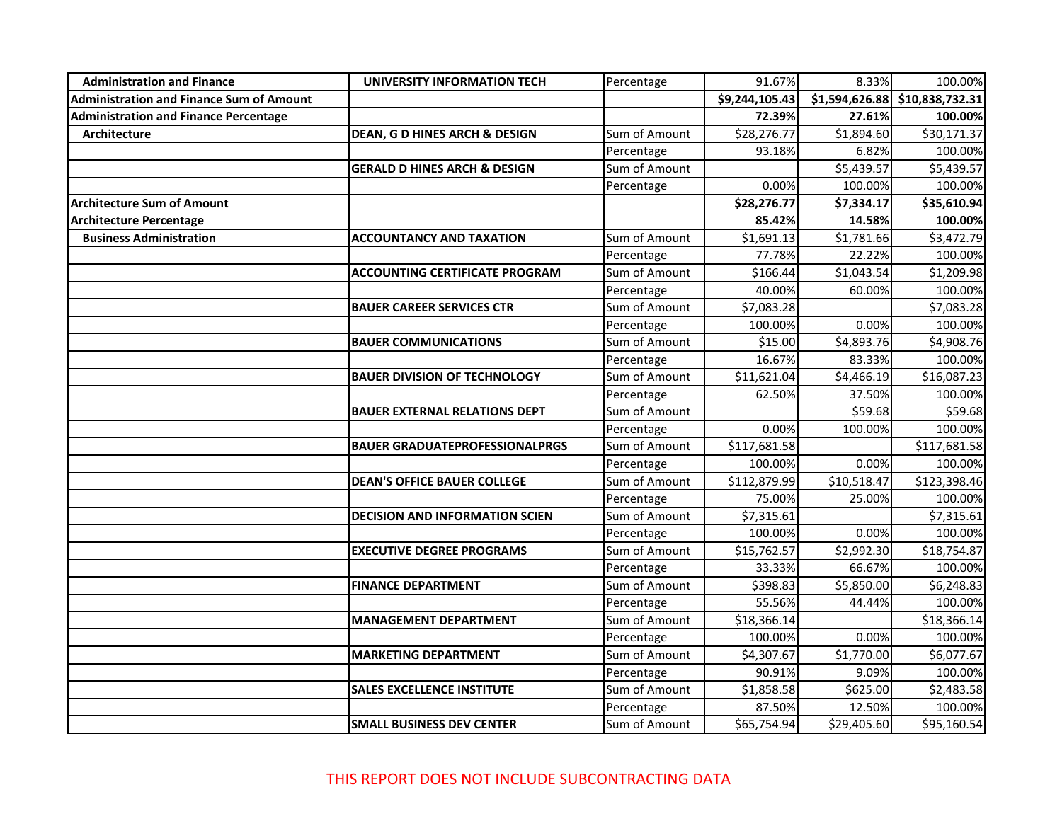| | | | | | |
|---|---|---|---|---|---|
| **Administration and Finance** | **UNIVERSITY INFORMATION TECH** | Percentage | 91.67% | 8.33% | 100.00% |
| **Administration and Finance Sum of Amount** | | | **$9,244,105.43** | **$1,594,626.88** | **$10,838,732.31** |
| **Administration and Finance Percentage** | | | **72.39%** | **27.61%** | **100.00%** |
| **Architecture** | **DEAN, G D HINES ARCH & DESIGN** | Sum of Amount | $28,276.77 | $1,894.60 | $30,171.37 |
| | | Percentage | 93.18% | 6.82% | 100.00% |
| | **GERALD D HINES ARCH & DESIGN** | Sum of Amount | | $5,439.57 | $5,439.57 |
| | | Percentage | 0.00% | 100.00% | 100.00% |
| **Architecture Sum of Amount** | | | **$28,276.77** | **$7,334.17** | **$35,610.94** |
| **Architecture Percentage** | | | **85.42%** | **14.58%** | **100.00%** |
| **Business Administration** | **ACCOUNTANCY AND TAXATION** | Sum of Amount | $1,691.13 | $1,781.66 | $3,472.79 |
| | | Percentage | 77.78% | 22.22% | 100.00% |
| | **ACCOUNTING CERTIFICATE PROGRAM** | Sum of Amount | $166.44 | $1,043.54 | $1,209.98 |
| | | Percentage | 40.00% | 60.00% | 100.00% |
| | **BAUER CAREER SERVICES CTR** | Sum of Amount | $7,083.28 | | $7,083.28 |
| | | Percentage | 100.00% | 0.00% | 100.00% |
| | **BAUER COMMUNICATIONS** | Sum of Amount | $15.00 | $4,893.76 | $4,908.76 |
| | | Percentage | 16.67% | 83.33% | 100.00% |
| | **BAUER DIVISION OF TECHNOLOGY** | Sum of Amount | $11,621.04 | $4,466.19 | $16,087.23 |
| | | Percentage | 62.50% | 37.50% | 100.00% |
| | **BAUER EXTERNAL RELATIONS DEPT** | Sum of Amount | | $59.68 | $59.68 |
| | | Percentage | 0.00% | 100.00% | 100.00% |
| | **BAUER GRADUATEPROFESSIONALPRGS** | Sum of Amount | $117,681.58 | | $117,681.58 |
| | | Percentage | 100.00% | 0.00% | 100.00% |
| | **DEAN'S OFFICE BAUER COLLEGE** | Sum of Amount | $112,879.99 | $10,518.47 | $123,398.46 |
| | | Percentage | 75.00% | 25.00% | 100.00% |
| | **DECISION AND INFORMATION SCIEN** | Sum of Amount | $7,315.61 | | $7,315.61 |
| | | Percentage | 100.00% | 0.00% | 100.00% |
| | **EXECUTIVE DEGREE PROGRAMS** | Sum of Amount | $15,762.57 | $2,992.30 | $18,754.87 |
| | | Percentage | 33.33% | 66.67% | 100.00% |
| | **FINANCE DEPARTMENT** | Sum of Amount | $398.83 | $5,850.00 | $6,248.83 |
| | | Percentage | 55.56% | 44.44% | 100.00% |
| | **MANAGEMENT DEPARTMENT** | Sum of Amount | $18,366.14 | | $18,366.14 |
| | | Percentage | 100.00% | 0.00% | 100.00% |
| | **MARKETING DEPARTMENT** | Sum of Amount | $4,307.67 | $1,770.00 | $6,077.67 |
| | | Percentage | 90.91% | 9.09% | 100.00% |
| | **SALES EXCELLENCE INSTITUTE** | Sum of Amount | $1,858.58 | $625.00 | $2,483.58 |
| | | Percentage | 87.50% | 12.50% | 100.00% |
| | **SMALL BUSINESS DEV CENTER** | Sum of Amount | $65,754.94 | $29,405.60 | $95,160.54 |

THIS REPORT DOES NOT INCLUDE SUBCONTRACTING DATA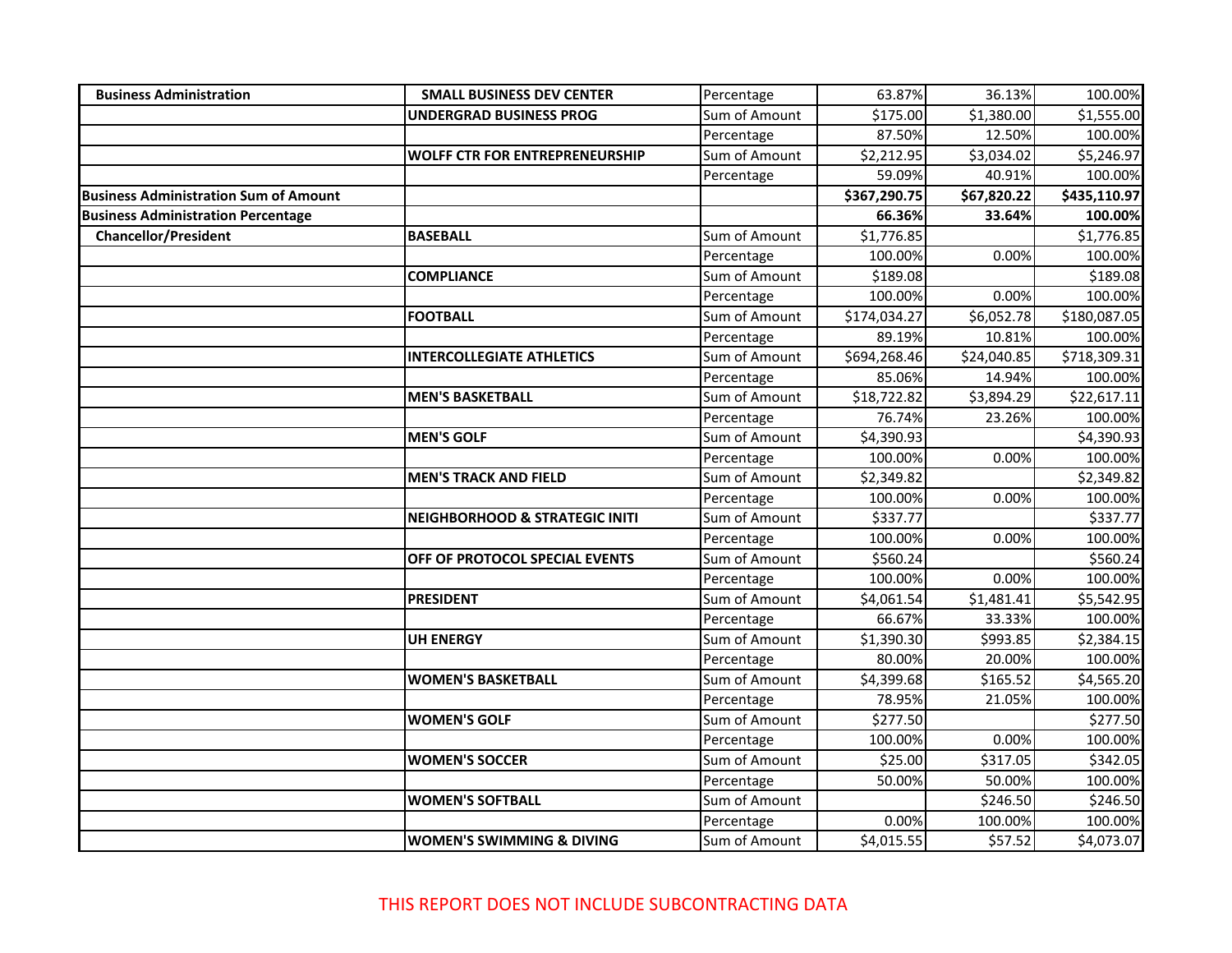| Business Administration | SMALL BUSINESS DEV CENTER | Percentage | 63.87% | 36.13% | 100.00% |
|---|---|---|---|---|---|
| | UNDERGRAD BUSINESS PROG | Sum of Amount | $175.00 | $1,380.00 | $1,555.00 |
| | | Percentage | 87.50% | 12.50% | 100.00% |
| | WOLFF CTR FOR ENTREPRENEURSHIP | Sum of Amount | $2,212.95 | $3,034.02 | $5,246.97 |
| | | Percentage | 59.09% | 40.91% | 100.00% |
| **Business Administration Sum of Amount** | | | **$367,290.75** | **$67,820.22** | **$435,110.97** |
| **Business Administration Percentage** | | | **66.36%** | **33.64%** | **100.00%** |
| Chancellor/President | BASEBALL | Sum of Amount | $1,776.85 | | $1,776.85 |
| | | Percentage | 100.00% | 0.00% | 100.00% |
| | COMPLIANCE | Sum of Amount | $189.08 | | $189.08 |
| | | Percentage | 100.00% | 0.00% | 100.00% |
| | FOOTBALL | Sum of Amount | $174,034.27 | $6,052.78 | $180,087.05 |
| | | Percentage | 89.19% | 10.81% | 100.00% |
| | INTERCOLLEGIATE ATHLETICS | Sum of Amount | $694,268.46 | $24,040.85 | $718,309.31 |
| | | Percentage | 85.06% | 14.94% | 100.00% |
| | MEN'S BASKETBALL | Sum of Amount | $18,722.82 | $3,894.29 | $22,617.11 |
| | | Percentage | 76.74% | 23.26% | 100.00% |
| | MEN'S GOLF | Sum of Amount | $4,390.93 | | $4,390.93 |
| | | Percentage | 100.00% | 0.00% | 100.00% |
| | MEN'S TRACK AND FIELD | Sum of Amount | $2,349.82 | | $2,349.82 |
| | | Percentage | 100.00% | 0.00% | 100.00% |
| | NEIGHBORHOOD & STRATEGIC INITI | Sum of Amount | $337.77 | | $337.77 |
| | | Percentage | 100.00% | 0.00% | 100.00% |
| | OFF OF PROTOCOL SPECIAL EVENTS | Sum of Amount | $560.24 | | $560.24 |
| | | Percentage | 100.00% | 0.00% | 100.00% |
| | PRESIDENT | Sum of Amount | $4,061.54 | $1,481.41 | $5,542.95 |
| | | Percentage | 66.67% | 33.33% | 100.00% |
| | UH ENERGY | Sum of Amount | $1,390.30 | $993.85 | $2,384.15 |
| | | Percentage | 80.00% | 20.00% | 100.00% |
| | WOMEN'S BASKETBALL | Sum of Amount | $4,399.68 | $165.52 | $4,565.20 |
| | | Percentage | 78.95% | 21.05% | 100.00% |
| | WOMEN'S GOLF | Sum of Amount | $277.50 | | $277.50 |
| | | Percentage | 100.00% | 0.00% | 100.00% |
| | WOMEN'S SOCCER | Sum of Amount | $25.00 | $317.05 | $342.05 |
| | | Percentage | 50.00% | 50.00% | 100.00% |
| | WOMEN'S SOFTBALL | Sum of Amount | | $246.50 | $246.50 |
| | | Percentage | 0.00% | 100.00% | 100.00% |
| | WOMEN'S SWIMMING & DIVING | Sum of Amount | $4,015.55 | $57.52 | $4,073.07 |

THIS REPORT DOES NOT INCLUDE SUBCONTRACTING DATA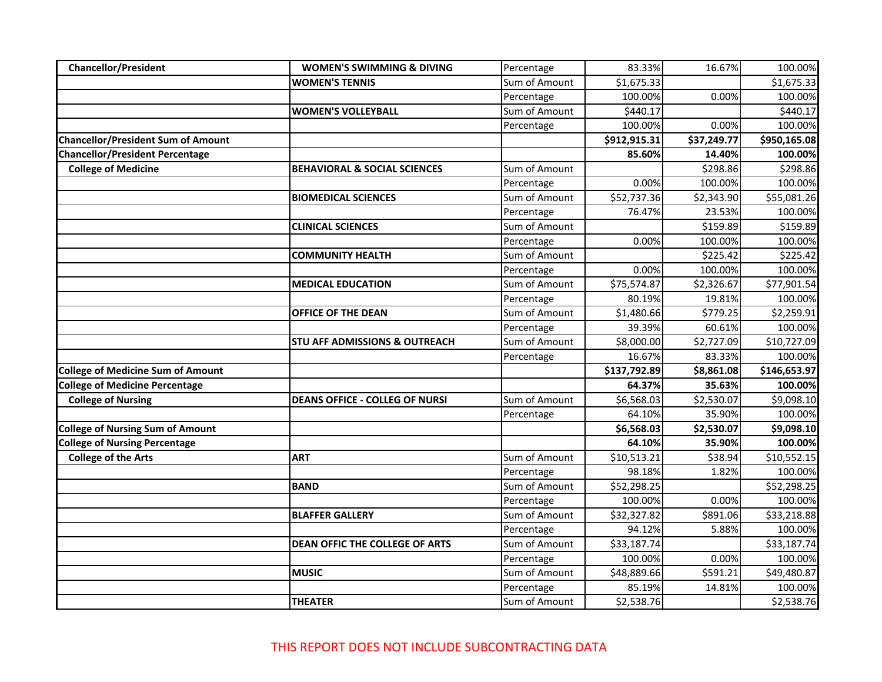| Chancellor/President | WOMEN'S SWIMMING & DIVING | Percentage | 83.33% | 16.67% | 100.00% |
|---|---|---|---|---|---|
| | WOMEN'S TENNIS | Sum of Amount | $1,675.33 | | $1,675.33 |
| | | Percentage | 100.00% | 0.00% | 100.00% |
| | WOMEN'S VOLLEYBALL | Sum of Amount | $440.17 | | $440.17 |
| | | Percentage | 100.00% | 0.00% | 100.00% |
| **Chancellor/President Sum of Amount** | | | **$912,915.31** | **$37,249.77** | **$950,165.08** |
| **Chancellor/President Percentage** | | | **85.60%** | **14.40%** | **100.00%** |
| **College of Medicine** | **BEHAVIORAL & SOCIAL SCIENCES** | Sum of Amount | | $298.86 | $298.86 |
| | | Percentage | 0.00% | 100.00% | 100.00% |
| | **BIOMEDICAL SCIENCES** | Sum of Amount | $52,737.36 | $2,343.90 | $55,081.26 |
| | | Percentage | 76.47% | 23.53% | 100.00% |
| | **CLINICAL SCIENCES** | Sum of Amount | | $159.89 | $159.89 |
| | | Percentage | 0.00% | 100.00% | 100.00% |
| | **COMMUNITY HEALTH** | Sum of Amount | | $225.42 | $225.42 |
| | | Percentage | 0.00% | 100.00% | 100.00% |
| | **MEDICAL EDUCATION** | Sum of Amount | $75,574.87 | $2,326.67 | $77,901.54 |
| | | Percentage | 80.19% | 19.81% | 100.00% |
| | **OFFICE OF THE DEAN** | Sum of Amount | $1,480.66 | $779.25 | $2,259.91 |
| | | Percentage | 39.39% | 60.61% | 100.00% |
| | **STU AFF ADMISSIONS & OUTREACH** | Sum of Amount | $8,000.00 | $2,727.09 | $10,727.09 |
| | | Percentage | 16.67% | 83.33% | 100.00% |
| **College of Medicine Sum of Amount** | | | **$137,792.89** | **$8,861.08** | **$146,653.97** |
| **College of Medicine Percentage** | | | **64.37%** | **35.63%** | **100.00%** |
| **College of Nursing** | **DEANS OFFICE - COLLEG OF NURSI** | Sum of Amount | $6,568.03 | $2,530.07 | $9,098.10 |
| | | Percentage | 64.10% | 35.90% | 100.00% |
| **College of Nursing Sum of Amount** | | | **$6,568.03** | **$2,530.07** | **$9,098.10** |
| **College of Nursing Percentage** | | | **64.10%** | **35.90%** | **100.00%** |
| **College of the Arts** | **ART** | Sum of Amount | $10,513.21 | $38.94 | $10,552.15 |
| | | Percentage | 98.18% | 1.82% | 100.00% |
| | **BAND** | Sum of Amount | $52,298.25 | | $52,298.25 |
| | | Percentage | 100.00% | 0.00% | 100.00% |
| | **BLAFFER GALLERY** | Sum of Amount | $32,327.82 | $891.06 | $33,218.88 |
| | | Percentage | 94.12% | 5.88% | 100.00% |
| | **DEAN OFFIC THE COLLEGE OF ARTS** | Sum of Amount | $33,187.74 | | $33,187.74 |
| | | Percentage | 100.00% | 0.00% | 100.00% |
| | **MUSIC** | Sum of Amount | $48,889.66 | $591.21 | $49,480.87 |
| | | Percentage | 85.19% | 14.81% | 100.00% |
| | **THEATER** | Sum of Amount | $2,538.76 | | $2,538.76 |

THIS REPORT DOES NOT INCLUDE SUBCONTRACTING DATA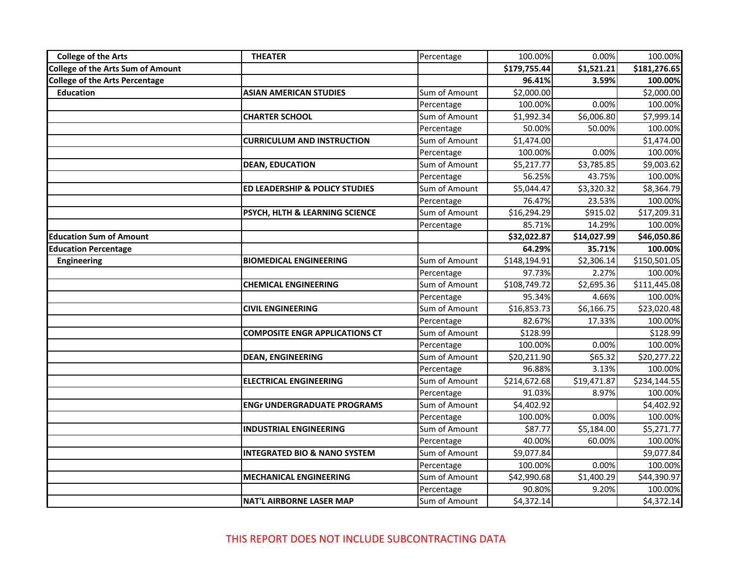| College of the Arts | THEATER | Percentage | 100.00% | 0.00% | 100.00% |
|---|---|---|---|---|---|
| **College of the Arts Sum of Amount** | | | **$179,755.44** | **$1,521.21** | **$181,276.65** |
| **College of the Arts Percentage** | | | **96.41%** | **3.59%** | **100.00%** |
| **Education** | **ASIAN AMERICAN STUDIES** | Sum of Amount | $2,000.00 | | $2,000.00 |
| | | Percentage | 100.00% | 0.00% | 100.00% |
| | **CHARTER SCHOOL** | Sum of Amount | $1,992.34 | $6,006.80 | $7,999.14 |
| | | Percentage | 50.00% | 50.00% | 100.00% |
| | **CURRICULUM AND INSTRUCTION** | Sum of Amount | $1,474.00 | | $1,474.00 |
| | | Percentage | 100.00% | 0.00% | 100.00% |
| | **DEAN, EDUCATION** | Sum of Amount | $5,217.77 | $3,785.85 | $9,003.62 |
| | | Percentage | 56.25% | 43.75% | 100.00% |
| | **ED LEADERSHIP & POLICY STUDIES** | Sum of Amount | $5,044.47 | $3,320.32 | $8,364.79 |
| | | Percentage | 76.47% | 23.53% | 100.00% |
| | **PSYCH, HLTH & LEARNING SCIENCE** | Sum of Amount | $16,294.29 | $915.02 | $17,209.31 |
| | | Percentage | 85.71% | 14.29% | 100.00% |
| **Education Sum of Amount** | | | **$32,022.87** | **$14,027.99** | **$46,050.86** |
| **Education Percentage** | | | **64.29%** | **35.71%** | **100.00%** |
| **Engineering** | **BIOMEDICAL ENGINEERING** | Sum of Amount | $148,194.91 | $2,306.14 | $150,501.05 |
| | | Percentage | 97.73% | 2.27% | 100.00% |
| | **CHEMICAL ENGINEERING** | Sum of Amount | $108,749.72 | $2,695.36 | $111,445.08 |
| | | Percentage | 95.34% | 4.66% | 100.00% |
| | **CIVIL ENGINEERING** | Sum of Amount | $16,853.73 | $6,166.75 | $23,020.48 |
| | | Percentage | 82.67% | 17.33% | 100.00% |
| | **COMPOSITE ENGR APPLICATIONS CT** | Sum of Amount | $128.99 | | $128.99 |
| | | Percentage | 100.00% | 0.00% | 100.00% |
| | **DEAN, ENGINEERING** | Sum of Amount | $20,211.90 | $65.32 | $20,277.22 |
| | | Percentage | 96.88% | 3.13% | 100.00% |
| | **ELECTRICAL ENGINEERING** | Sum of Amount | $214,672.68 | $19,471.87 | $234,144.55 |
| | | Percentage | 91.03% | 8.97% | 100.00% |
| | **ENGr UNDERGRADUATE PROGRAMS** | Sum of Amount | $4,402.92 | | $4,402.92 |
| | | Percentage | 100.00% | 0.00% | 100.00% |
| | **INDUSTRIAL ENGINEERING** | Sum of Amount | $87.77 | $5,184.00 | $5,271.77 |
| | | Percentage | 40.00% | 60.00% | 100.00% |
| | **INTEGRATED BIO & NANO SYSTEM** | Sum of Amount | $9,077.84 | | $9,077.84 |
| | | Percentage | 100.00% | 0.00% | 100.00% |
| | **MECHANICAL ENGINEERING** | Sum of Amount | $42,990.68 | $1,400.29 | $44,390.97 |
| | | Percentage | 90.80% | 9.20% | 100.00% |
| | **NAT'L AIRBORNE LASER MAP** | Sum of Amount | $4,372.14 | | $4,372.14 |

THIS REPORT DOES NOT INCLUDE SUBCONTRACTING DATA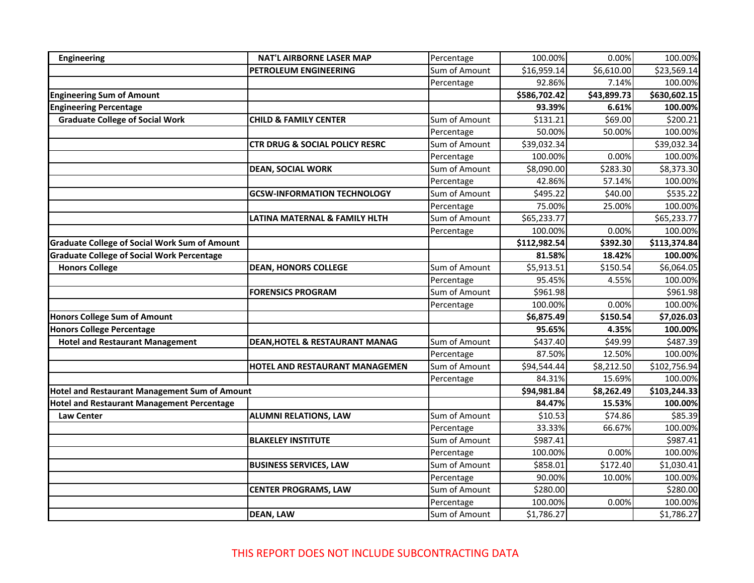| | | | | | |
|---|---|---|---|---|---|
| **Engineering** | **NAT'L AIRBORNE LASER MAP** | Percentage | 100.00% | 0.00% | 100.00% |
| | **PETROLEUM ENGINEERING** | Sum of Amount | $16,959.14 | $6,610.00 | $23,569.14 |
| | | Percentage | 92.86% | 7.14% | 100.00% |
| **Engineering Sum of Amount** | | | **$586,702.42** | **$43,899.73** | **$630,602.15** |
| **Engineering Percentage** | | | **93.39%** | **6.61%** | **100.00%** |
| **Graduate College of Social Work** | **CHILD & FAMILY CENTER** | Sum of Amount | $131.21 | $69.00 | $200.21 |
| | | Percentage | 50.00% | 50.00% | 100.00% |
| | **CTR DRUG & SOCIAL POLICY RESRC** | Sum of Amount | $39,032.34 | | $39,032.34 |
| | | Percentage | 100.00% | 0.00% | 100.00% |
| | **DEAN, SOCIAL WORK** | Sum of Amount | $8,090.00 | $283.30 | $8,373.30 |
| | | Percentage | 42.86% | 57.14% | 100.00% |
| | **GCSW-INFORMATION TECHNOLOGY** | Sum of Amount | $495.22 | $40.00 | $535.22 |
| | | Percentage | 75.00% | 25.00% | 100.00% |
| | **LATINA MATERNAL & FAMILY HLTH** | Sum of Amount | $65,233.77 | | $65,233.77 |
| | | Percentage | 100.00% | 0.00% | 100.00% |
| **Graduate College of Social Work Sum of Amount** | | | **$112,982.54** | **$392.30** | **$113,374.84** |
| **Graduate College of Social Work Percentage** | | | **81.58%** | **18.42%** | **100.00%** |
| **Honors College** | **DEAN, HONORS COLLEGE** | Sum of Amount | $5,913.51 | $150.54 | $6,064.05 |
| | | Percentage | 95.45% | 4.55% | 100.00% |
| | **FORENSICS PROGRAM** | Sum of Amount | $961.98 | | $961.98 |
| | | Percentage | 100.00% | 0.00% | 100.00% |
| **Honors College Sum of Amount** | | | **$6,875.49** | **$150.54** | **$7,026.03** |
| **Honors College Percentage** | | | **95.65%** | **4.35%** | **100.00%** |
| **Hotel and Restaurant Management** | **DEAN,HOTEL & RESTAURANT MANAG** | Sum of Amount | $437.40 | $49.99 | $487.39 |
| | | Percentage | 87.50% | 12.50% | 100.00% |
| | **HOTEL AND RESTAURANT MANAGEMEN** | Sum of Amount | $94,544.44 | $8,212.50 | $102,756.94 |
| | | Percentage | 84.31% | 15.69% | 100.00% |
| **Hotel and Restaurant Management Sum of Amount** | | | **$94,981.84** | **$8,262.49** | **$103,244.33** |
| **Hotel and Restaurant Management Percentage** | | | **84.47%** | **15.53%** | **100.00%** |
| **Law Center** | **ALUMNI RELATIONS, LAW** | Sum of Amount | $10.53 | $74.86 | $85.39 |
| | | Percentage | 33.33% | 66.67% | 100.00% |
| | **BLAKELEY INSTITUTE** | Sum of Amount | $987.41 | | $987.41 |
| | | Percentage | 100.00% | 0.00% | 100.00% |
| | **BUSINESS SERVICES, LAW** | Sum of Amount | $858.01 | $172.40 | $1,030.41 |
| | | Percentage | 90.00% | 10.00% | 100.00% |
| | **CENTER PROGRAMS, LAW** | Sum of Amount | $280.00 | | $280.00 |
| | | Percentage | 100.00% | 0.00% | 100.00% |
| | **DEAN, LAW** | Sum of Amount | $1,786.27 | | $1,786.27 |

THIS REPORT DOES NOT INCLUDE SUBCONTRACTING DATA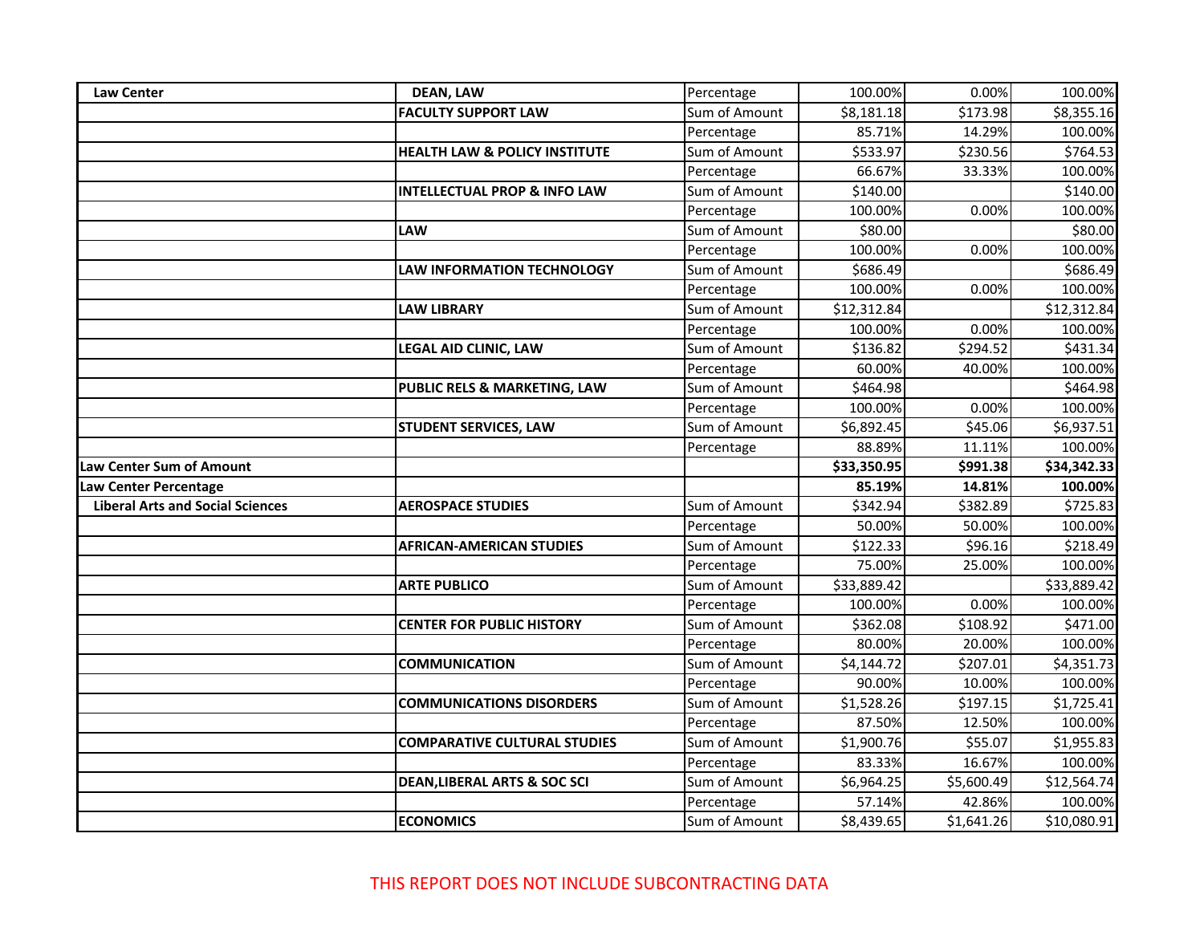| | | | | | |
|---|---|---|---|---|---|
| **Law Center** | **DEAN, LAW** | Percentage | 100.00% | 0.00% | 100.00% |
| | **FACULTY SUPPORT LAW** | Sum of Amount | $8,181.18 | $173.98 | $8,355.16 |
| | | Percentage | 85.71% | 14.29% | 100.00% |
| | **HEALTH LAW & POLICY INSTITUTE** | Sum of Amount | $533.97 | $230.56 | $764.53 |
| | | Percentage | 66.67% | 33.33% | 100.00% |
| | **INTELLECTUAL PROP & INFO LAW** | Sum of Amount | $140.00 | | $140.00 |
| | | Percentage | 100.00% | 0.00% | 100.00% |
| | **LAW** | Sum of Amount | $80.00 | | $80.00 |
| | | Percentage | 100.00% | 0.00% | 100.00% |
| | **LAW INFORMATION TECHNOLOGY** | Sum of Amount | $686.49 | | $686.49 |
| | | Percentage | 100.00% | 0.00% | 100.00% |
| | **LAW LIBRARY** | Sum of Amount | $12,312.84 | | $12,312.84 |
| | | Percentage | 100.00% | 0.00% | 100.00% |
| | **LEGAL AID CLINIC, LAW** | Sum of Amount | $136.82 | $294.52 | $431.34 |
| | | Percentage | 60.00% | 40.00% | 100.00% |
| | **PUBLIC RELS & MARKETING, LAW** | Sum of Amount | $464.98 | | $464.98 |
| | | Percentage | 100.00% | 0.00% | 100.00% |
| | **STUDENT SERVICES, LAW** | Sum of Amount | $6,892.45 | $45.06 | $6,937.51 |
| | | Percentage | 88.89% | 11.11% | 100.00% |
| **Law Center Sum of Amount** | | | **$33,350.95** | **$991.38** | **$34,342.33** |
| **Law Center Percentage** | | | **85.19%** | **14.81%** | **100.00%** |
| **Liberal Arts and Social Sciences** | **AEROSPACE STUDIES** | Sum of Amount | $342.94 | $382.89 | $725.83 |
| | | Percentage | 50.00% | 50.00% | 100.00% |
| | **AFRICAN-AMERICAN STUDIES** | Sum of Amount | $122.33 | $96.16 | $218.49 |
| | | Percentage | 75.00% | 25.00% | 100.00% |
| | **ARTE PUBLICO** | Sum of Amount | $33,889.42 | | $33,889.42 |
| | | Percentage | 100.00% | 0.00% | 100.00% |
| | **CENTER FOR PUBLIC HISTORY** | Sum of Amount | $362.08 | $108.92 | $471.00 |
| | | Percentage | 80.00% | 20.00% | 100.00% |
| | **COMMUNICATION** | Sum of Amount | $4,144.72 | $207.01 | $4,351.73 |
| | | Percentage | 90.00% | 10.00% | 100.00% |
| | **COMMUNICATIONS DISORDERS** | Sum of Amount | $1,528.26 | $197.15 | $1,725.41 |
| | | Percentage | 87.50% | 12.50% | 100.00% |
| | **COMPARATIVE CULTURAL STUDIES** | Sum of Amount | $1,900.76 | $55.07 | $1,955.83 |
| | | Percentage | 83.33% | 16.67% | 100.00% |
| | **DEAN,LIBERAL ARTS & SOC SCI** | Sum of Amount | $6,964.25 | $5,600.49 | $12,564.74 |
| | | Percentage | 57.14% | 42.86% | 100.00% |
| | **ECONOMICS** | Sum of Amount | $8,439.65 | $1,641.26 | $10,080.91 |

THIS REPORT DOES NOT INCLUDE SUBCONTRACTING DATA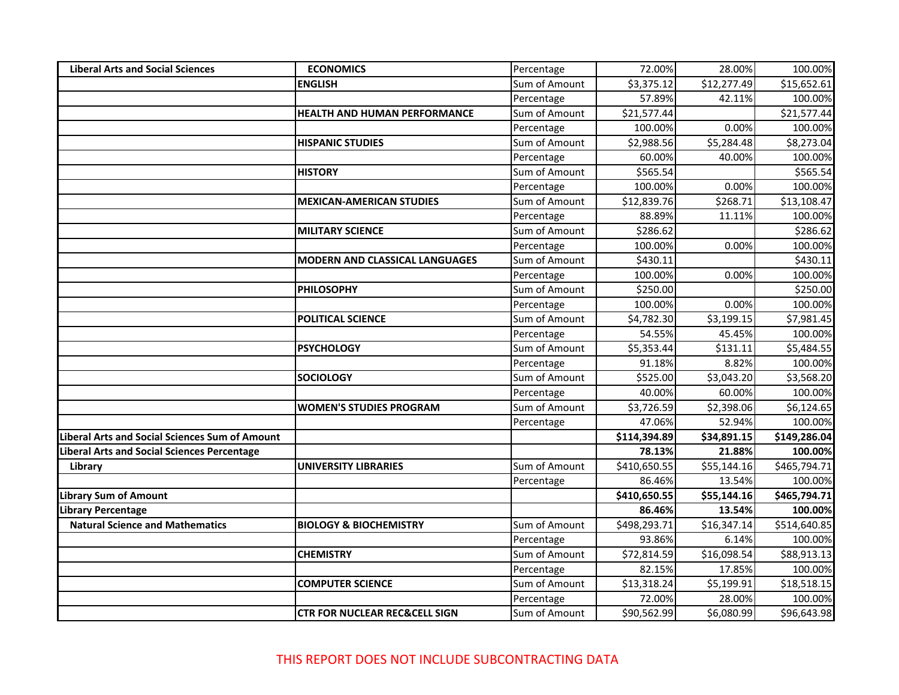| | | | | | |
|---|---|---|---|---|---|
| **Liberal Arts and Social Sciences** | **ECONOMICS** | Percentage | 72.00% | 28.00% | 100.00% |
| | **ENGLISH** | Sum of Amount | $3,375.12 | $12,277.49 | $15,652.61 |
| | | Percentage | 57.89% | 42.11% | 100.00% |
| | **HEALTH AND HUMAN PERFORMANCE** | Sum of Amount | $21,577.44 | | $21,577.44 |
| | | Percentage | 100.00% | 0.00% | 100.00% |
| | **HISPANIC STUDIES** | Sum of Amount | $2,988.56 | $5,284.48 | $8,273.04 |
| | | Percentage | 60.00% | 40.00% | 100.00% |
| | **HISTORY** | Sum of Amount | $565.54 | | $565.54 |
| | | Percentage | 100.00% | 0.00% | 100.00% |
| | **MEXICAN-AMERICAN STUDIES** | Sum of Amount | $12,839.76 | $268.71 | $13,108.47 |
| | | Percentage | 88.89% | 11.11% | 100.00% |
| | **MILITARY SCIENCE** | Sum of Amount | $286.62 | | $286.62 |
| | | Percentage | 100.00% | 0.00% | 100.00% |
| | **MODERN AND CLASSICAL LANGUAGES** | Sum of Amount | $430.11 | | $430.11 |
| | | Percentage | 100.00% | 0.00% | 100.00% |
| | **PHILOSOPHY** | Sum of Amount | $250.00 | | $250.00 |
| | | Percentage | 100.00% | 0.00% | 100.00% |
| | **POLITICAL SCIENCE** | Sum of Amount | $4,782.30 | $3,199.15 | $7,981.45 |
| | | Percentage | 54.55% | 45.45% | 100.00% |
| | **PSYCHOLOGY** | Sum of Amount | $5,353.44 | $131.11 | $5,484.55 |
| | | Percentage | 91.18% | 8.82% | 100.00% |
| | **SOCIOLOGY** | Sum of Amount | $525.00 | $3,043.20 | $3,568.20 |
| | | Percentage | 40.00% | 60.00% | 100.00% |
| | **WOMEN'S STUDIES PROGRAM** | Sum of Amount | $3,726.59 | $2,398.06 | $6,124.65 |
| | | Percentage | 47.06% | 52.94% | 100.00% |
| **Liberal Arts and Social Sciences Sum of Amount** | | | **$114,394.89** | **$34,891.15** | **$149,286.04** |
| **Liberal Arts and Social Sciences Percentage** | | | **78.13%** | **21.88%** | **100.00%** |
| **Library** | **UNIVERSITY LIBRARIES** | Sum of Amount | $410,650.55 | $55,144.16 | $465,794.71 |
| | | Percentage | 86.46% | 13.54% | 100.00% |
| **Library Sum of Amount** | | | **$410,650.55** | **$55,144.16** | **$465,794.71** |
| **Library Percentage** | | | **86.46%** | **13.54%** | **100.00%** |
| **Natural Science and Mathematics** | **BIOLOGY & BIOCHEMISTRY** | Sum of Amount | $498,293.71 | $16,347.14 | $514,640.85 |
| | | Percentage | 93.86% | 6.14% | 100.00% |
| | **CHEMISTRY** | Sum of Amount | $72,814.59 | $16,098.54 | $88,913.13 |
| | | Percentage | 82.15% | 17.85% | 100.00% |
| | **COMPUTER SCIENCE** | Sum of Amount | $13,318.24 | $5,199.91 | $18,518.15 |
| | | Percentage | 72.00% | 28.00% | 100.00% |
| | **CTR FOR NUCLEAR REC&CELL SIGN** | Sum of Amount | $90,562.99 | $6,080.99 | $96,643.98 |

THIS REPORT DOES NOT INCLUDE SUBCONTRACTING DATA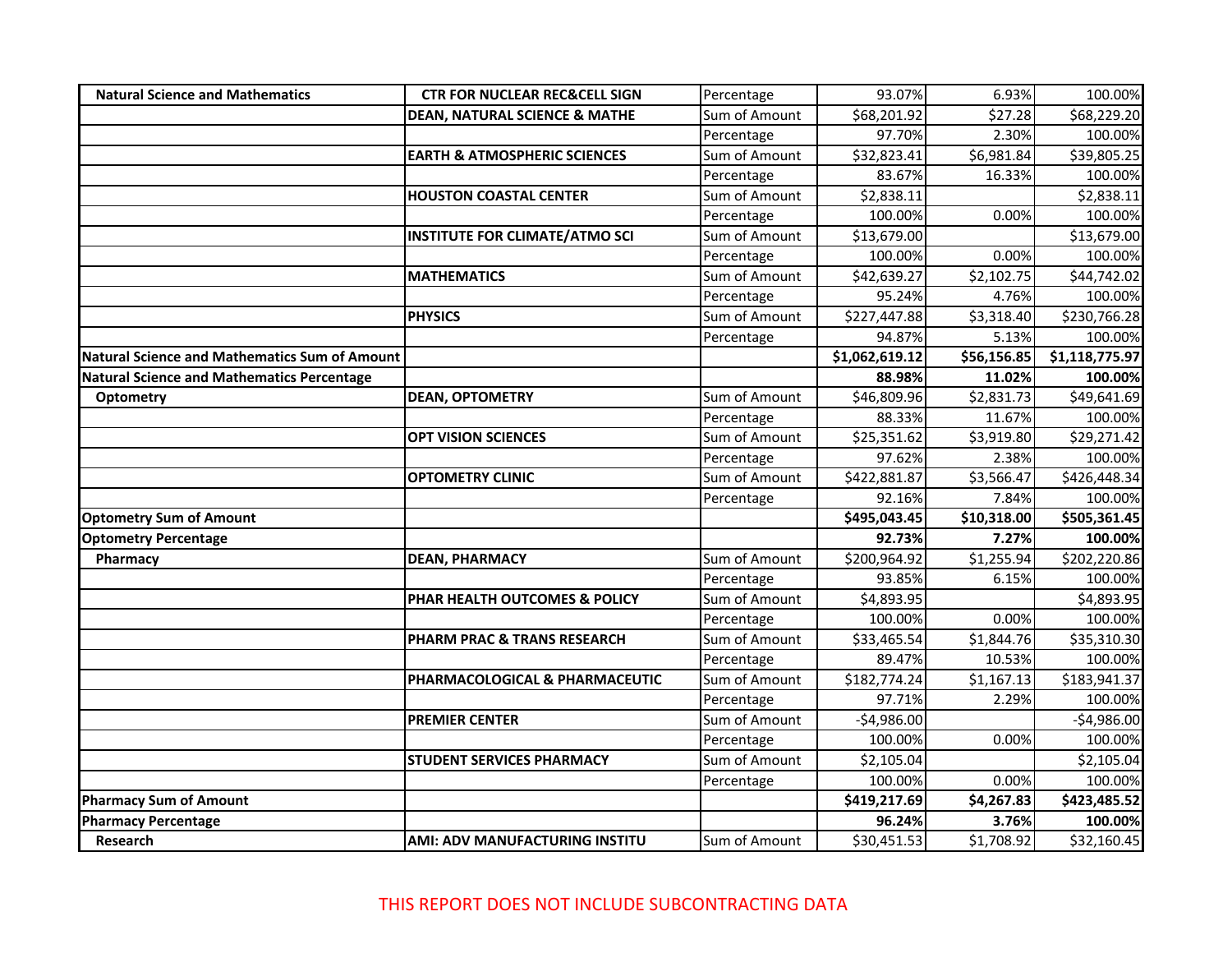| Natural Science and Mathematics | CTR FOR NUCLEAR REC&CELL SIGN | Percentage | 93.07% | 6.93% | 100.00% |
|---|---|---|---|---|---|
| | DEAN, NATURAL SCIENCE & MATHE | Sum of Amount | $68,201.92 | $27.28 | $68,229.20 |
| | | Percentage | 97.70% | 2.30% | 100.00% |
| | EARTH & ATMOSPHERIC SCIENCES | Sum of Amount | $32,823.41 | $6,981.84 | $39,805.25 |
| | | Percentage | 83.67% | 16.33% | 100.00% |
| | HOUSTON COASTAL CENTER | Sum of Amount | $2,838.11 | | $2,838.11 |
| | | Percentage | 100.00% | 0.00% | 100.00% |
| | INSTITUTE FOR CLIMATE/ATMO SCI | Sum of Amount | $13,679.00 | | $13,679.00 |
| | | Percentage | 100.00% | 0.00% | 100.00% |
| | MATHEMATICS | Sum of Amount | $42,639.27 | $2,102.75 | $44,742.02 |
| | | Percentage | 95.24% | 4.76% | 100.00% |
| | PHYSICS | Sum of Amount | $227,447.88 | $3,318.40 | $230,766.28 |
| | | Percentage | 94.87% | 5.13% | 100.00% |
| **Natural Science and Mathematics Sum of Amount** | | | **$1,062,619.12** | **$56,156.85** | **$1,118,775.97** |
| **Natural Science and Mathematics Percentage** | | | **88.98%** | **11.02%** | **100.00%** |
| Optometry | DEAN, OPTOMETRY | Sum of Amount | $46,809.96 | $2,831.73 | $49,641.69 |
| | | Percentage | 88.33% | 11.67% | 100.00% |
| | OPT VISION SCIENCES | Sum of Amount | $25,351.62 | $3,919.80 | $29,271.42 |
| | | Percentage | 97.62% | 2.38% | 100.00% |
| | OPTOMETRY CLINIC | Sum of Amount | $422,881.87 | $3,566.47 | $426,448.34 |
| | | Percentage | 92.16% | 7.84% | 100.00% |
| **Optometry Sum of Amount** | | | **$495,043.45** | **$10,318.00** | **$505,361.45** |
| **Optometry Percentage** | | | **92.73%** | **7.27%** | **100.00%** |
| Pharmacy | DEAN, PHARMACY | Sum of Amount | $200,964.92 | $1,255.94 | $202,220.86 |
| | | Percentage | 93.85% | 6.15% | 100.00% |
| | PHAR HEALTH OUTCOMES & POLICY | Sum of Amount | $4,893.95 | | $4,893.95 |
| | | Percentage | 100.00% | 0.00% | 100.00% |
| | PHARM PRAC & TRANS RESEARCH | Sum of Amount | $33,465.54 | $1,844.76 | $35,310.30 |
| | | Percentage | 89.47% | 10.53% | 100.00% |
| | PHARMACOLOGICAL & PHARMACEUTIC | Sum of Amount | $182,774.24 | $1,167.13 | $183,941.37 |
| | | Percentage | 97.71% | 2.29% | 100.00% |
| | PREMIER CENTER | Sum of Amount | -$4,986.00 | | -$4,986.00 |
| | | Percentage | 100.00% | 0.00% | 100.00% |
| | STUDENT SERVICES PHARMACY | Sum of Amount | $2,105.04 | | $2,105.04 |
| | | Percentage | 100.00% | 0.00% | 100.00% |
| **Pharmacy Sum of Amount** | | | **$419,217.69** | **$4,267.83** | **$423,485.52** |
| **Pharmacy Percentage** | | | **96.24%** | **3.76%** | **100.00%** |
| Research | AMI: ADV MANUFACTURING INSTITU | Sum of Amount | $30,451.53 | $1,708.92 | $32,160.45 |

THIS REPORT DOES NOT INCLUDE SUBCONTRACTING DATA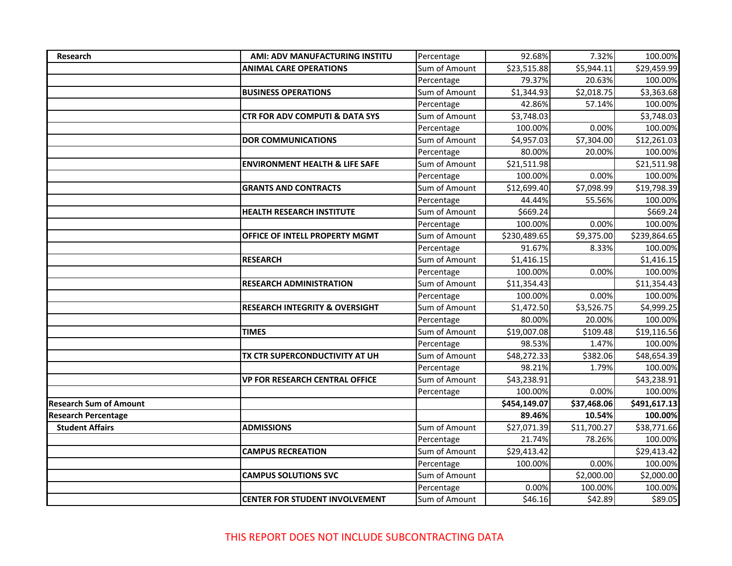| | | | | | |
|---|---|---|---|---|---|
| **Research** | **AMI: ADV MANUFACTURING INSTITU** | Percentage | 92.68% | 7.32% | 100.00% |
| | **ANIMAL CARE OPERATIONS** | Sum of Amount | $23,515.88 | $5,944.11 | $29,459.99 |
| | | Percentage | 79.37% | 20.63% | 100.00% |
| | **BUSINESS OPERATIONS** | Sum of Amount | $1,344.93 | $2,018.75 | $3,363.68 |
| | | Percentage | 42.86% | 57.14% | 100.00% |
| | **CTR FOR ADV COMPUTI & DATA SYS** | Sum of Amount | $3,748.03 | | $3,748.03 |
| | | Percentage | 100.00% | 0.00% | 100.00% |
| | **DOR COMMUNICATIONS** | Sum of Amount | $4,957.03 | $7,304.00 | $12,261.03 |
| | | Percentage | 80.00% | 20.00% | 100.00% |
| | **ENVIRONMENT HEALTH & LIFE SAFE** | Sum of Amount | $21,511.98 | | $21,511.98 |
| | | Percentage | 100.00% | 0.00% | 100.00% |
| | **GRANTS AND CONTRACTS** | Sum of Amount | $12,699.40 | $7,098.99 | $19,798.39 |
| | | Percentage | 44.44% | 55.56% | 100.00% |
| | **HEALTH RESEARCH INSTITUTE** | Sum of Amount | $669.24 | | $669.24 |
| | | Percentage | 100.00% | 0.00% | 100.00% |
| | **OFFICE OF INTELL PROPERTY MGMT** | Sum of Amount | $230,489.65 | $9,375.00 | $239,864.65 |
| | | Percentage | 91.67% | 8.33% | 100.00% |
| | **RESEARCH** | Sum of Amount | $1,416.15 | | $1,416.15 |
| | | Percentage | 100.00% | 0.00% | 100.00% |
| | **RESEARCH ADMINISTRATION** | Sum of Amount | $11,354.43 | | $11,354.43 |
| | | Percentage | 100.00% | 0.00% | 100.00% |
| | **RESEARCH INTEGRITY & OVERSIGHT** | Sum of Amount | $1,472.50 | $3,526.75 | $4,999.25 |
| | | Percentage | 80.00% | 20.00% | 100.00% |
| | **TIMES** | Sum of Amount | $19,007.08 | $109.48 | $19,116.56 |
| | | Percentage | 98.53% | 1.47% | 100.00% |
| | **TX CTR SUPERCONDUCTIVITY AT UH** | Sum of Amount | $48,272.33 | $382.06 | $48,654.39 |
| | | Percentage | 98.21% | 1.79% | 100.00% |
| | **VP FOR RESEARCH CENTRAL OFFICE** | Sum of Amount | $43,238.91 | | $43,238.91 |
| | | Percentage | 100.00% | 0.00% | 100.00% |
| **Research Sum of Amount** | | | **$454,149.07** | **$37,468.06** | **$491,617.13** |
| **Research Percentage** | | | **89.46%** | **10.54%** | **100.00%** |
| **Student Affairs** | **ADMISSIONS** | Sum of Amount | $27,071.39 | $11,700.27 | $38,771.66 |
| | | Percentage | 21.74% | 78.26% | 100.00% |
| | **CAMPUS RECREATION** | Sum of Amount | $29,413.42 | | $29,413.42 |
| | | Percentage | 100.00% | 0.00% | 100.00% |
| | **CAMPUS SOLUTIONS SVC** | Sum of Amount | | $2,000.00 | $2,000.00 |
| | | Percentage | 0.00% | 100.00% | 100.00% |
| | **CENTER FOR STUDENT INVOLVEMENT** | Sum of Amount | $46.16 | $42.89 | $89.05 |

THIS REPORT DOES NOT INCLUDE SUBCONTRACTING DATA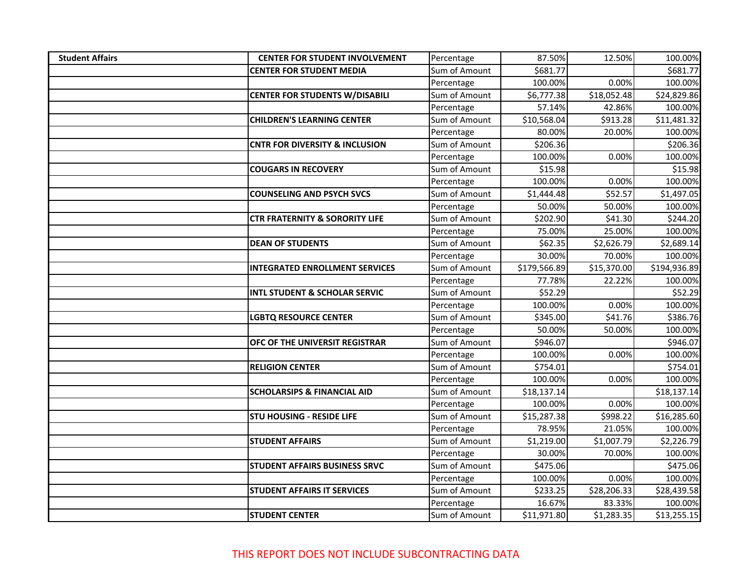| Student Affairs | CENTER FOR STUDENT INVOLVEMENT | Percentage | 87.50% | 12.50% | 100.00% |
|---|---|---|---|---|---|
| | CENTER FOR STUDENT MEDIA | Sum of Amount | $681.77 | | $681.77 |
| | | Percentage | 100.00% | 0.00% | 100.00% |
| | CENTER FOR STUDENTS W/DISABILI | Sum of Amount | $6,777.38 | $18,052.48 | $24,829.86 |
| | | Percentage | 57.14% | 42.86% | 100.00% |
| | CHILDREN'S LEARNING CENTER | Sum of Amount | $10,568.04 | $913.28 | $11,481.32 |
| | | Percentage | 80.00% | 20.00% | 100.00% |
| | CNTR FOR DIVERSITY & INCLUSION | Sum of Amount | $206.36 | | $206.36 |
| | | Percentage | 100.00% | 0.00% | 100.00% |
| | COUGARS IN RECOVERY | Sum of Amount | $15.98 | | $15.98 |
| | | Percentage | 100.00% | 0.00% | 100.00% |
| | COUNSELING AND PSYCH SVCS | Sum of Amount | $1,444.48 | $52.57 | $1,497.05 |
| | | Percentage | 50.00% | 50.00% | 100.00% |
| | CTR FRATERNITY & SORORITY LIFE | Sum of Amount | $202.90 | $41.30 | $244.20 |
| | | Percentage | 75.00% | 25.00% | 100.00% |
| | DEAN OF STUDENTS | Sum of Amount | $62.35 | $2,626.79 | $2,689.14 |
| | | Percentage | 30.00% | 70.00% | 100.00% |
| | INTEGRATED ENROLLMENT SERVICES | Sum of Amount | $179,566.89 | $15,370.00 | $194,936.89 |
| | | Percentage | 77.78% | 22.22% | 100.00% |
| | INTL STUDENT & SCHOLAR SERVIC | Sum of Amount | $52.29 | | $52.29 |
| | | Percentage | 100.00% | 0.00% | 100.00% |
| | LGBTQ RESOURCE CENTER | Sum of Amount | $345.00 | $41.76 | $386.76 |
| | | Percentage | 50.00% | 50.00% | 100.00% |
| | OFC OF THE UNIVERSIT REGISTRAR | Sum of Amount | $946.07 | | $946.07 |
| | | Percentage | 100.00% | 0.00% | 100.00% |
| | RELIGION CENTER | Sum of Amount | $754.01 | | $754.01 |
| | | Percentage | 100.00% | 0.00% | 100.00% |
| | SCHOLARSIPS & FINANCIAL AID | Sum of Amount | $18,137.14 | | $18,137.14 |
| | | Percentage | 100.00% | 0.00% | 100.00% |
| | STU HOUSING - RESIDE LIFE | Sum of Amount | $15,287.38 | $998.22 | $16,285.60 |
| | | Percentage | 78.95% | 21.05% | 100.00% |
| | STUDENT AFFAIRS | Sum of Amount | $1,219.00 | $1,007.79 | $2,226.79 |
| | | Percentage | 30.00% | 70.00% | 100.00% |
| | STUDENT AFFAIRS BUSINESS SRVC | Sum of Amount | $475.06 | | $475.06 |
| | | Percentage | 100.00% | 0.00% | 100.00% |
| | STUDENT AFFAIRS IT SERVICES | Sum of Amount | $233.25 | $28,206.33 | $28,439.58 |
| | | Percentage | 16.67% | 83.33% | 100.00% |
| | STUDENT CENTER | Sum of Amount | $11,971.80 | $1,283.35 | $13,255.15 |

THIS REPORT DOES NOT INCLUDE SUBCONTRACTING DATA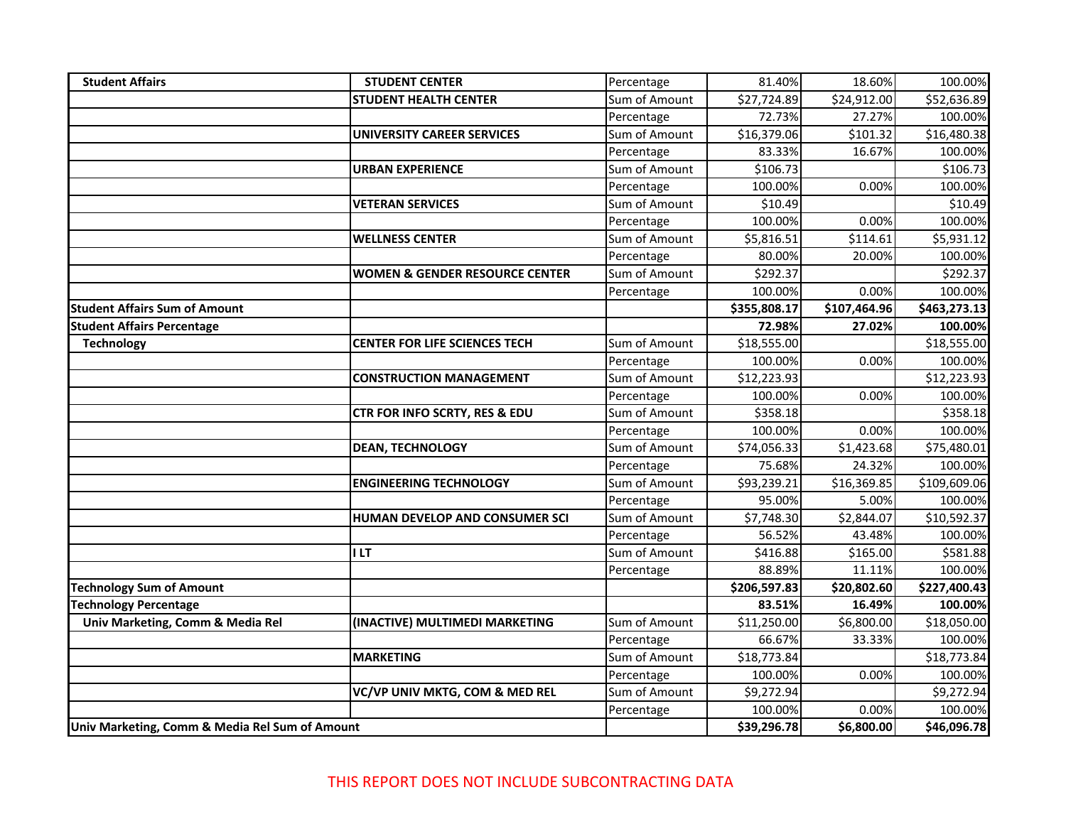| | | | | | |
|---|---|---|---|---|---|
| **Student Affairs** | **STUDENT CENTER** | Percentage | 81.40% | 18.60% | 100.00% |
| | **STUDENT HEALTH CENTER** | Sum of Amount | $27,724.89 | $24,912.00 | $52,636.89 |
| | | Percentage | 72.73% | 27.27% | 100.00% |
| | **UNIVERSITY CAREER SERVICES** | Sum of Amount | $16,379.06 | $101.32 | $16,480.38 |
| | | Percentage | 83.33% | 16.67% | 100.00% |
| | **URBAN EXPERIENCE** | Sum of Amount | $106.73 | | $106.73 |
| | | Percentage | 100.00% | 0.00% | 100.00% |
| | **VETERAN SERVICES** | Sum of Amount | $10.49 | | $10.49 |
| | | Percentage | 100.00% | 0.00% | 100.00% |
| | **WELLNESS CENTER** | Sum of Amount | $5,816.51 | $114.61 | $5,931.12 |
| | | Percentage | 80.00% | 20.00% | 100.00% |
| | **WOMEN & GENDER RESOURCE CENTER** | Sum of Amount | $292.37 | | $292.37 |
| | | Percentage | 100.00% | 0.00% | 100.00% |
| **Student Affairs Sum of Amount** | | | **$355,808.17** | **$107,464.96** | **$463,273.13** |
| **Student Affairs Percentage** | | | **72.98%** | **27.02%** | **100.00%** |
| **Technology** | **CENTER FOR LIFE SCIENCES TECH** | Sum of Amount | $18,555.00 | | $18,555.00 |
| | | Percentage | 100.00% | 0.00% | 100.00% |
| | **CONSTRUCTION MANAGEMENT** | Sum of Amount | $12,223.93 | | $12,223.93 |
| | | Percentage | 100.00% | 0.00% | 100.00% |
| | **CTR FOR INFO SCRTY, RES & EDU** | Sum of Amount | $358.18 | | $358.18 |
| | | Percentage | 100.00% | 0.00% | 100.00% |
| | **DEAN, TECHNOLOGY** | Sum of Amount | $74,056.33 | $1,423.68 | $75,480.01 |
| | | Percentage | 75.68% | 24.32% | 100.00% |
| | **ENGINEERING TECHNOLOGY** | Sum of Amount | $93,239.21 | $16,369.85 | $109,609.06 |
| | | Percentage | 95.00% | 5.00% | 100.00% |
| | **HUMAN DEVELOP AND CONSUMER SCI** | Sum of Amount | $7,748.30 | $2,844.07 | $10,592.37 |
| | | Percentage | 56.52% | 43.48% | 100.00% |
| | **I LT** | Sum of Amount | $416.88 | $165.00 | $581.88 |
| | | Percentage | 88.89% | 11.11% | 100.00% |
| **Technology Sum of Amount** | | | **$206,597.83** | **$20,802.60** | **$227,400.43** |
| **Technology Percentage** | | | **83.51%** | **16.49%** | **100.00%** |
| **Univ Marketing, Comm & Media Rel** | **(INACTIVE) MULTIMEDI MARKETING** | Sum of Amount | $11,250.00 | $6,800.00 | $18,050.00 |
| | | Percentage | 66.67% | 33.33% | 100.00% |
| | **MARKETING** | Sum of Amount | $18,773.84 | | $18,773.84 |
| | | Percentage | 100.00% | 0.00% | 100.00% |
| | **VC/VP UNIV MKTG, COM & MED REL** | Sum of Amount | $9,272.94 | | $9,272.94 |
| | | Percentage | 100.00% | 0.00% | 100.00% |
| **Univ Marketing, Comm & Media Rel Sum of Amount** | | | **$39,296.78** | **$6,800.00** | **$46,096.78** |

THIS REPORT DOES NOT INCLUDE SUBCONTRACTING DATA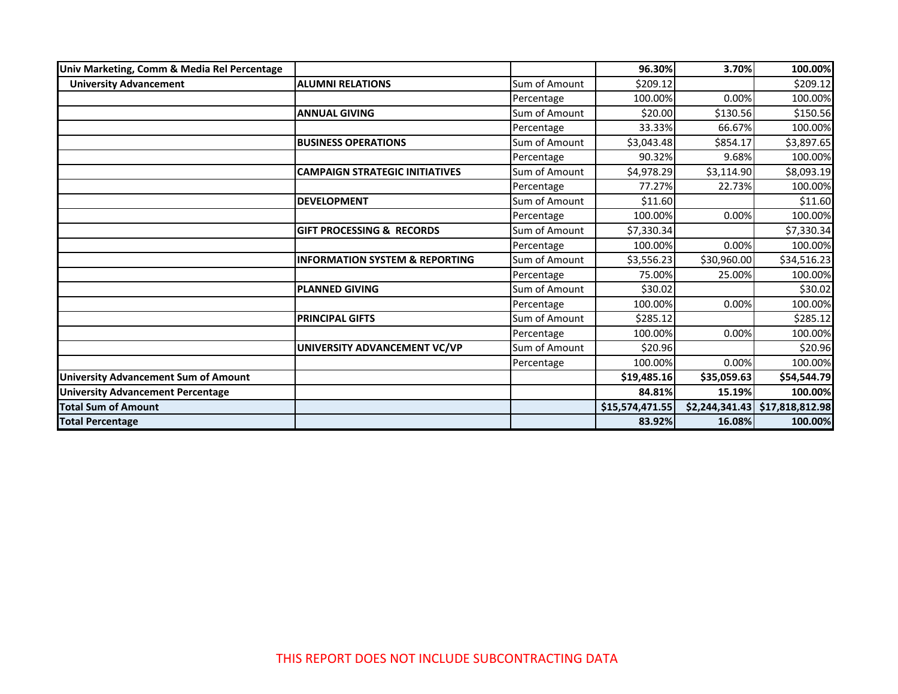| | | | | | |
|---|---|---|---|---|---|
| **Univ Marketing, Comm & Media Rel Percentage** | | | **96.30%** | **3.70%** | **100.00%** |
| **University Advancement** | **ALUMNI RELATIONS** | Sum of Amount | $209.12 | | $209.12 |
| | | Percentage | 100.00% | 0.00% | 100.00% |
| | **ANNUAL GIVING** | Sum of Amount | $20.00 | $130.56 | $150.56 |
| | | Percentage | 33.33% | 66.67% | 100.00% |
| | **BUSINESS OPERATIONS** | Sum of Amount | $3,043.48 | $854.17 | $3,897.65 |
| | | Percentage | 90.32% | 9.68% | 100.00% |
| | **CAMPAIGN STRATEGIC INITIATIVES** | Sum of Amount | $4,978.29 | $3,114.90 | $8,093.19 |
| | | Percentage | 77.27% | 22.73% | 100.00% |
| | **DEVELOPMENT** | Sum of Amount | $11.60 | | $11.60 |
| | | Percentage | 100.00% | 0.00% | 100.00% |
| | **GIFT PROCESSING & RECORDS** | Sum of Amount | $7,330.34 | | $7,330.34 |
| | | Percentage | 100.00% | 0.00% | 100.00% |
| | **INFORMATION SYSTEM & REPORTING** | Sum of Amount | $3,556.23 | $30,960.00 | $34,516.23 |
| | | Percentage | 75.00% | 25.00% | 100.00% |
| | **PLANNED GIVING** | Sum of Amount | $30.02 | | $30.02 |
| | | Percentage | 100.00% | 0.00% | 100.00% |
| | **PRINCIPAL GIFTS** | Sum of Amount | $285.12 | | $285.12 |
| | | Percentage | 100.00% | 0.00% | 100.00% |
| | **UNIVERSITY ADVANCEMENT VC/VP** | Sum of Amount | $20.96 | | $20.96 |
| | | Percentage | 100.00% | 0.00% | 100.00% |
| **University Advancement Sum of Amount** | | | **$19,485.16** | **$35,059.63** | **$54,544.79** |
| **University Advancement Percentage** | | | **84.81%** | **15.19%** | **100.00%** |
| **Total Sum of Amount** | | | **$15,574,471.55** | **$2,244,341.43** | **$17,818,812.98** |
| **Total Percentage** | | | **83.92%** | **16.08%** | **100.00%** |

THIS REPORT DOES NOT INCLUDE SUBCONTRACTING DATA